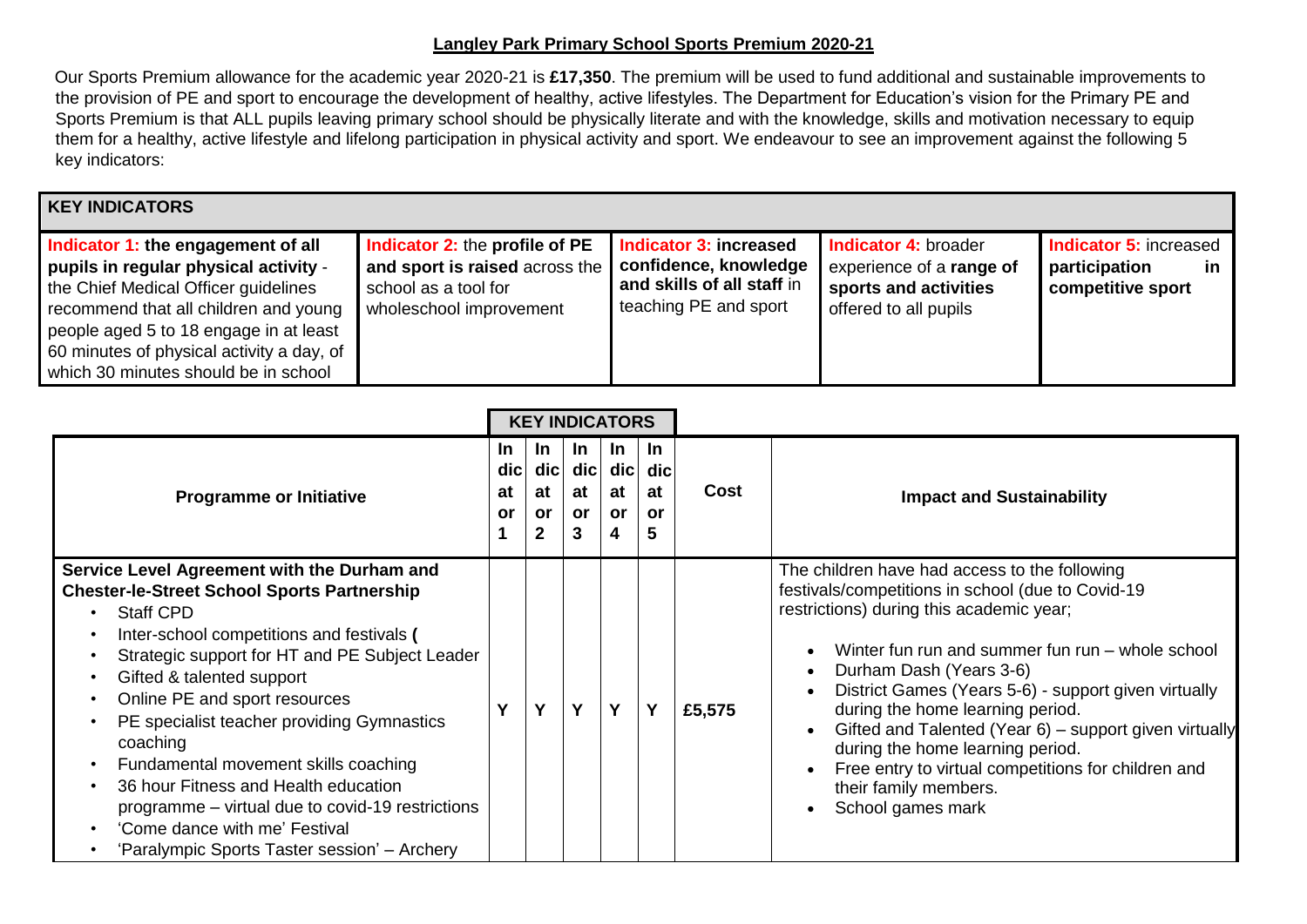## Langley Park Primary School Sports Premium 2020-21

Our Sports Premium allowance for the academic year 2020-21 is **£17,350**. The premium will be used to fund additional and sustainable improvements to the provision of PE and sport to encourage the development of healthy, active lifestyles. The Department for Education's vision for the Primary PE and Sports Premium is that ALL pupils leaving primary school should be physically literate and with the knowledge, skills and motivation necessary to equip them for a healthy, active lifestyle and lifelong participation in physical activity and sport. We endeavour to see an improvement against the following 5 key indicators:

| KEY INDICATORS | | | | |
|---|---|---|---|---|
| **Indicator 1: the engagement of all pupils in regular physical activity** - the Chief Medical Officer guidelines recommend that all children and young people aged 5 to 18 engage in at least 60 minutes of physical activity a day, of which 30 minutes should be in school | **Indicator 2:** the **profile of PE and sport is raised** across the school as a tool for wholeschool improvement | **Indicator 3: increased confidence, knowledge and skills of all staff** in teaching PE and sport | **Indicator 4:** broader experience of a **range of sports and activities** offered to all pupils | **Indicator 5:** increased **participation in competitive sport** |

| Programme or Initiative | KEY INDICATORS | | | | | Cost | Impact and Sustainability |
|---|---|---|---|---|---|---|---|
| | Indicator 1 | Indicator 2 | Indicator 3 | Indicator 4 | Indicator 5 | | |
| **Service Level Agreement with the Durham and Chester-le-Street School Sports Partnership**<br>• Staff CPD<br>• Inter-school competitions and festivals (<br>• Strategic support for HT and PE Subject Leader<br>• Gifted & talented support<br>• Online PE and sport resources<br>• PE specialist teacher providing Gymnastics coaching<br>• Fundamental movement skills coaching<br>• 36 hour Fitness and Health education programme – virtual due to covid-19 restrictions<br>• 'Come dance with me' Festival<br>• 'Paralympic Sports Taster session' – Archery | Y | Y | Y | Y | Y | £5,575 | The children have had access to the following festivals/competitions in school (due to Covid-19 restrictions) during this academic year;<br>• Winter fun run and summer fun run – whole school<br>• Durham Dash (Years 3-6)<br>• District Games (Years 5-6) - support given virtually during the home learning period.<br>• Gifted and Talented (Year 6) – support given virtually during the home learning period.<br>• Free entry to virtual competitions for children and their family members.<br>• School games mark |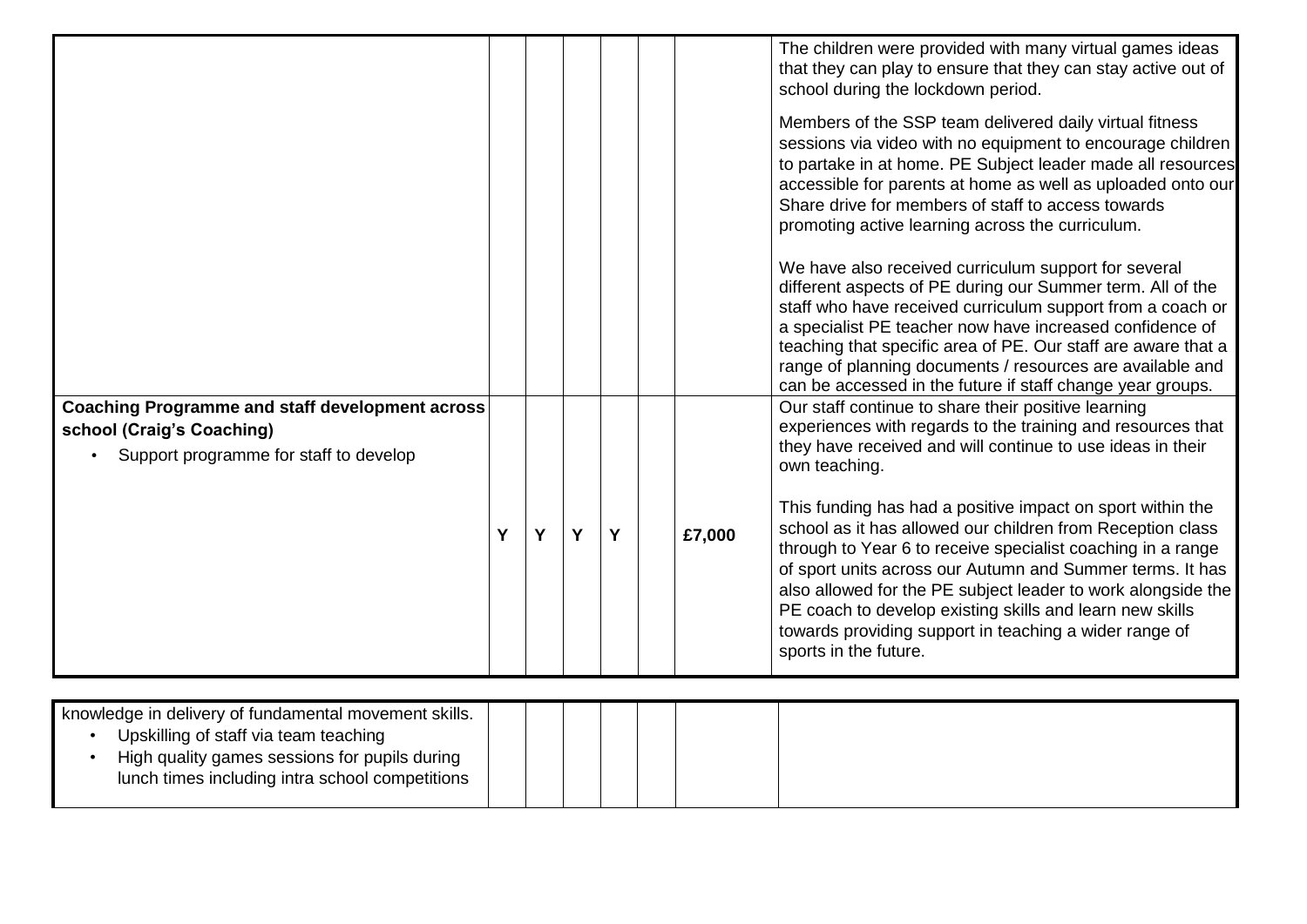| | | | | | | | |
|---|---|---|---|---|---|---|---|
| | | | | | | | The children were provided with many virtual games ideas that they can play to ensure that they can stay active out of school during the lockdown period.<br><br>Members of the SSP team delivered daily virtual fitness sessions via video with no equipment to encourage children to partake in at home. PE Subject leader made all resources accessible for parents at home as well as uploaded onto our Share drive for members of staff to access towards promoting active learning across the curriculum.<br><br>We have also received curriculum support for several different aspects of PE during our Summer term. All of the staff who have received curriculum support from a coach or a specialist PE teacher now have increased confidence of teaching that specific area of PE. Our staff are aware that a range of planning documents / resources are available and can be accessed in the future if staff change year groups. |
| **Coaching Programme and staff development across school (Craig's Coaching)**<br>• Support programme for staff to develop knowledge in delivery of fundamental movement skills.<br>• Upskilling of staff via team teaching<br>• High quality games sessions for pupils during lunch times including intra school competitions | Y | Y | Y | Y | | £7,000 | Our staff continue to share their positive learning experiences with regards to the training and resources that they have received and will continue to use ideas in their own teaching.<br><br>This funding has had a positive impact on sport within the school as it has allowed our children from Reception class through to Year 6 to receive specialist coaching in a range of sport units across our Autumn and Summer terms. It has also allowed for the PE subject leader to work alongside the PE coach to develop existing skills and learn new skills towards providing support in teaching a wider range of sports in the future. |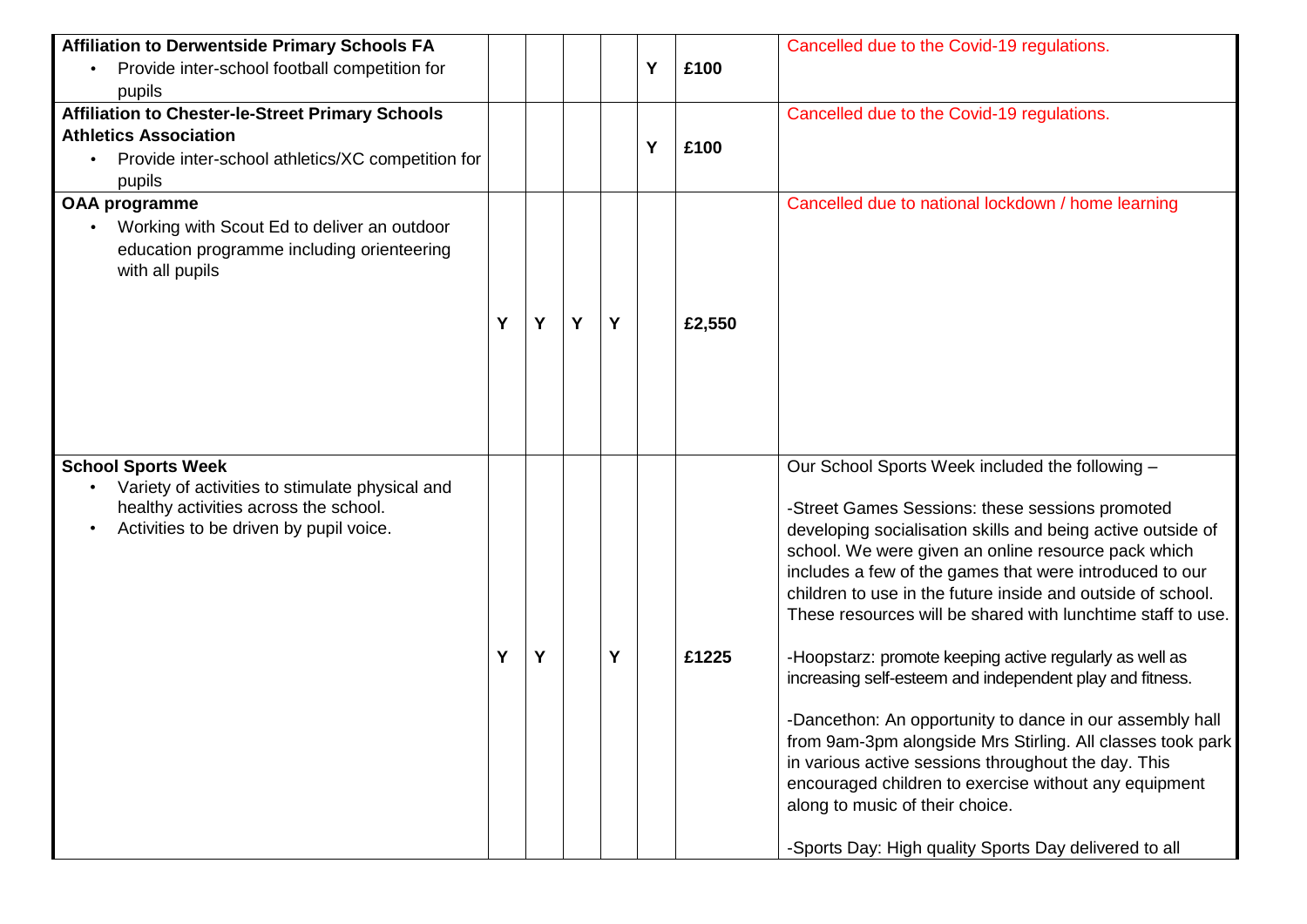| | | | | | | | |
|---|---|---|---|---|---|---|---|
| **Affiliation to Derwentside Primary Schools FA**<br>• Provide inter-school football competition for pupils | | | | | Y | £100 | Cancelled due to the Covid-19 regulations. |
| **Affiliation to Chester-le-Street Primary Schools Athletics Association**<br>• Provide inter-school athletics/XC competition for pupils | | | | | Y | £100 | Cancelled due to the Covid-19 regulations. |
| **OAA programme**<br>• Working with Scout Ed to deliver an outdoor education programme including orienteering with all pupils | Y | Y | Y | Y | | £2,550 | Cancelled due to national lockdown / home learning |
| **School Sports Week**<br>• Variety of activities to stimulate physical and healthy activities across the school.<br>• Activities to be driven by pupil voice. | Y | Y | | Y | | £1225 | Our School Sports Week included the following –<br><br>-Street Games Sessions: these sessions promoted developing socialisation skills and being active outside of school. We were given an online resource pack which includes a few of the games that were introduced to our children to use in the future inside and outside of school. These resources will be shared with lunchtime staff to use.<br><br>-Hoopstarz: promote keeping active regularly as well as increasing self-esteem and independent play and fitness.<br><br>-Dancethon: An opportunity to dance in our assembly hall from 9am-3pm alongside Mrs Stirling. All classes took park in various active sessions throughout the day. This encouraged children to exercise without any equipment along to music of their choice.<br><br>-Sports Day: High quality Sports Day delivered to all |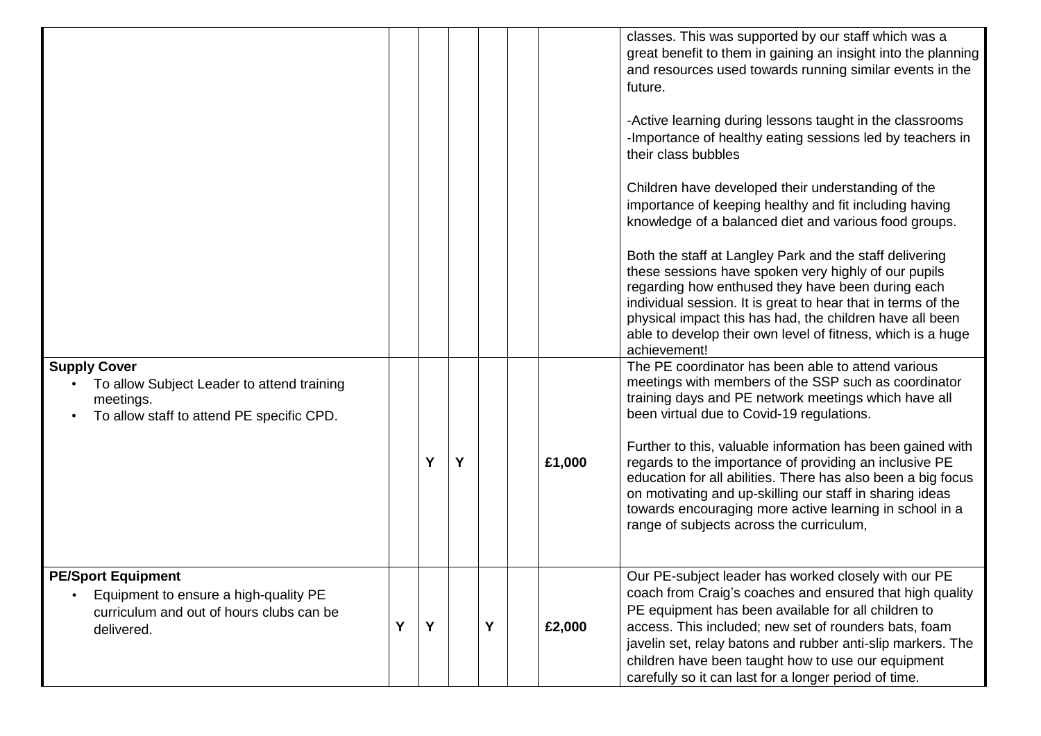| | | | | | | | |
|---|---|---|---|---|---|---|---|
| | | | | | | | classes. This was supported by our staff which was a great benefit to them in gaining an insight into the planning and resources used towards running similar events in the future.<br><br>-Active learning during lessons taught in the classrooms<br>-Importance of healthy eating sessions led by teachers in their class bubbles<br><br>Children have developed their understanding of the importance of keeping healthy and fit including having knowledge of a balanced diet and various food groups.<br><br>Both the staff at Langley Park and the staff delivering these sessions have spoken very highly of our pupils regarding how enthused they have been during each individual session. It is great to hear that in terms of the physical impact this has had, the children have all been able to develop their own level of fitness, which is a huge achievement! |
| **Supply Cover**<br>• To allow Subject Leader to attend training meetings.<br>• To allow staff to attend PE specific CPD. | | Y | Y | | | £1,000 | The PE coordinator has been able to attend various meetings with members of the SSP such as coordinator training days and PE network meetings which have all been virtual due to Covid-19 regulations.<br><br>Further to this, valuable information has been gained with regards to the importance of providing an inclusive PE education for all abilities. There has also been a big focus on motivating and up-skilling our staff in sharing ideas towards encouraging more active learning in school in a range of subjects across the curriculum, |
| **PE/Sport Equipment**<br>• Equipment to ensure a high-quality PE curriculum and out of hours clubs can be delivered. | Y | Y | | Y | | £2,000 | Our PE-subject leader has worked closely with our PE coach from Craig's coaches and ensured that high quality PE equipment has been available for all children to access. This included; new set of rounders bats, foam javelin set, relay batons and rubber anti-slip markers. The children have been taught how to use our equipment carefully so it can last for a longer period of time. |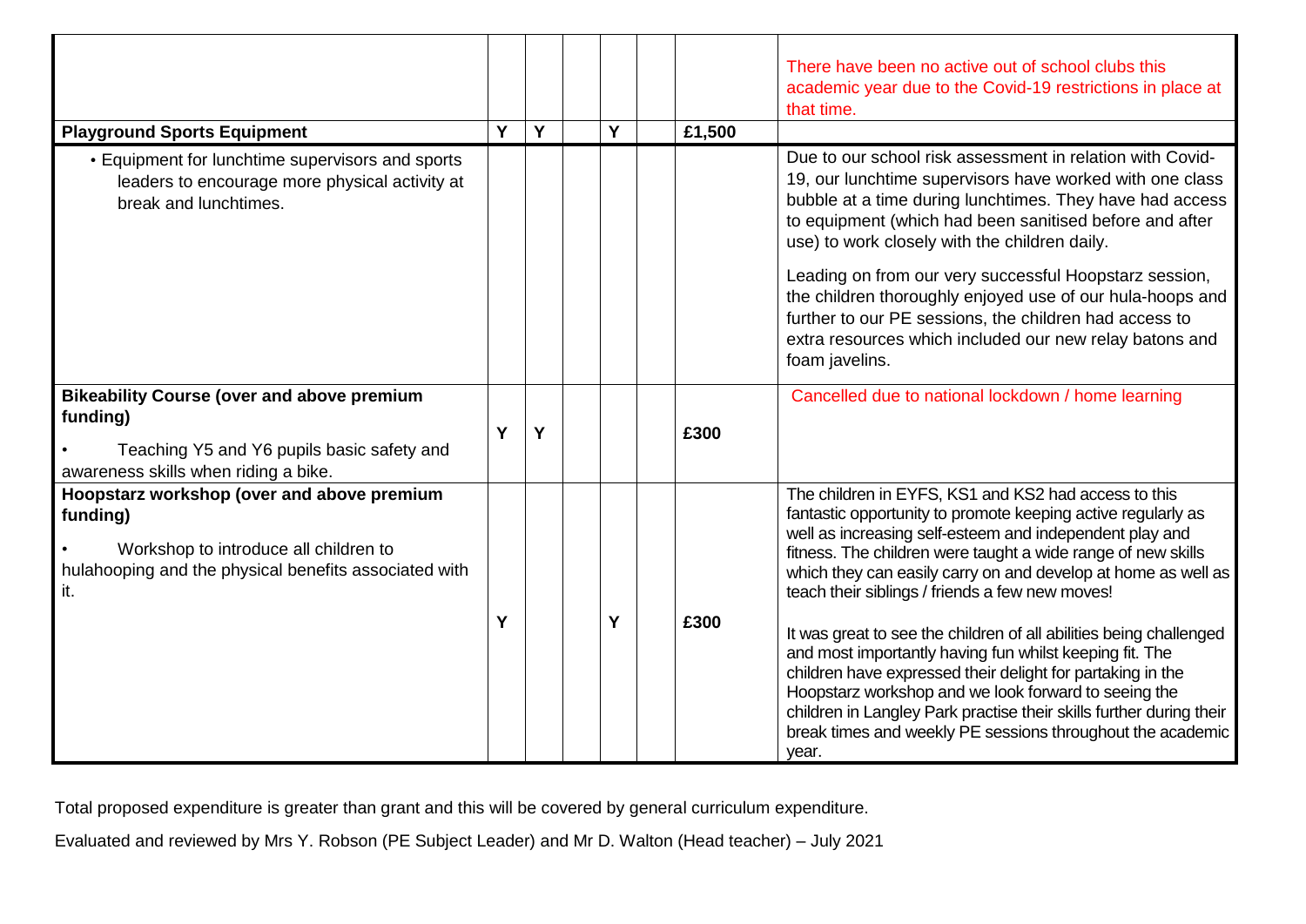| | | | | | | | |
|---|---|---|---|---|---|---|---|
| | | | | | | | There have been no active out of school clubs this academic year due to the Covid-19 restrictions in place at that time. |
| **Playground Sports Equipment** | Y | Y | | Y | | £1,500 | |
| • Equipment for lunchtime supervisors and sports leaders to encourage more physical activity at break and lunchtimes. | | | | | | | Due to our school risk assessment in relation with Covid-19, our lunchtime supervisors have worked with one class bubble at a time during lunchtimes. They have had access to equipment (which had been sanitised before and after use) to work closely with the children daily. Leading on from our very successful Hoopstarz session, the children thoroughly enjoyed use of our hula-hoops and further to our PE sessions, the children had access to extra resources which included our new relay batons and foam javelins. |
| **Bikeability Course (over and above premium funding)** • Teaching Y5 and Y6 pupils basic safety and awareness skills when riding a bike. | Y | Y | | | | £300 | Cancelled due to national lockdown / home learning |
| **Hoopstarz workshop (over and above premium funding)** • Workshop to introduce all children to hulahooping and the physical benefits associated with it. | Y | | | Y | | £300 | The children in EYFS, KS1 and KS2 had access to this fantastic opportunity to promote keeping active regularly as well as increasing self-esteem and independent play and fitness. The children were taught a wide range of new skills which they can easily carry on and develop at home as well as teach their siblings / friends a few new moves! It was great to see the children of all abilities being challenged and most importantly having fun whilst keeping fit. The children have expressed their delight for partaking in the Hoopstarz workshop and we look forward to seeing the children in Langley Park practise their skills further during their break times and weekly PE sessions throughout the academic year. |

Total proposed expenditure is greater than grant and this will be covered by general curriculum expenditure.

Evaluated and reviewed by Mrs Y. Robson (PE Subject Leader) and Mr D. Walton (Head teacher) – July 2021